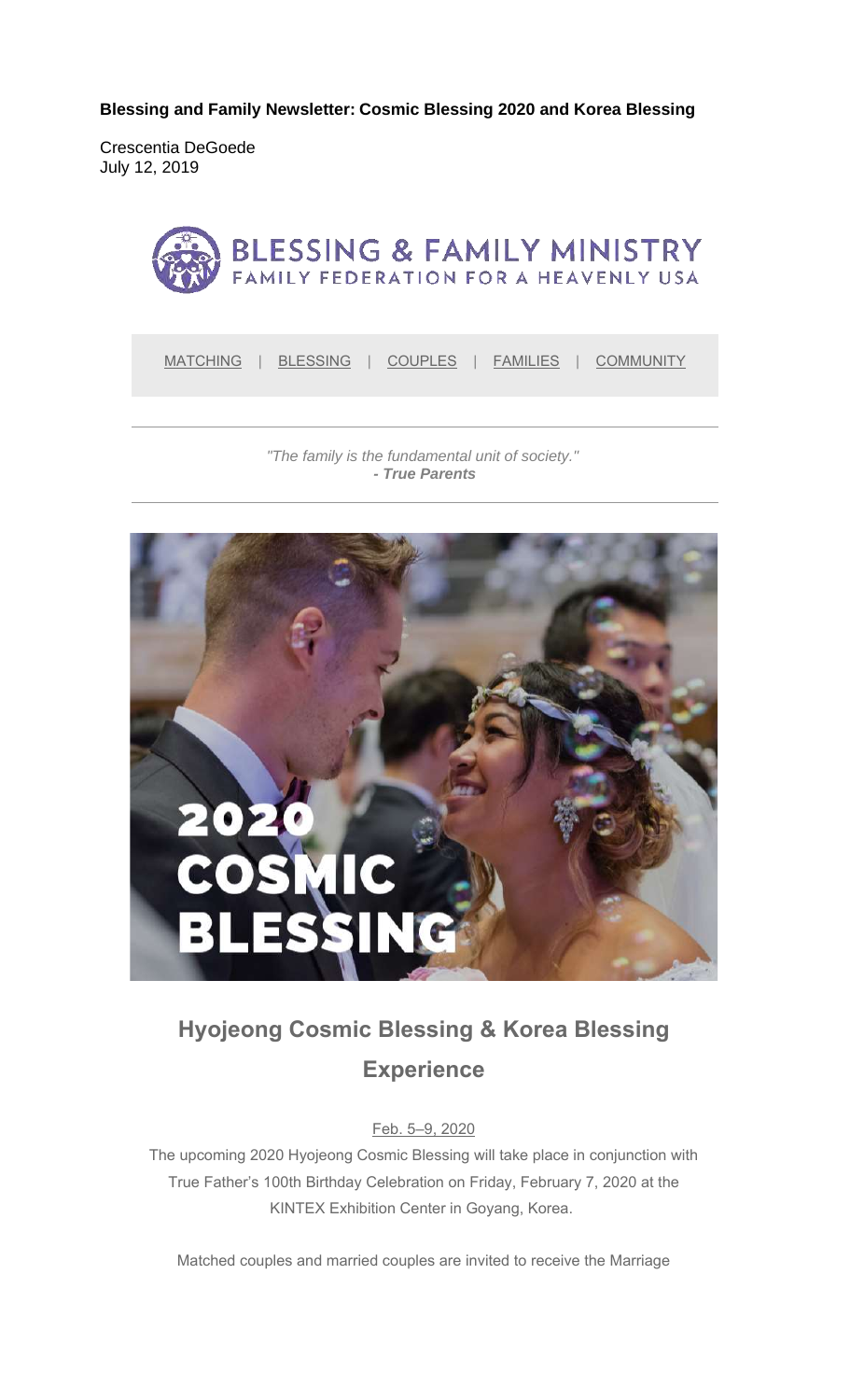**Blessing and Family Newsletter: Cosmic Blessing 2020 and Korea Blessing**

Crescentia DeGoede
July 12, 2019

BLESSING & FAMILY MINISTRY
FAMILY FEDERATION FOR A HEAVENLY USA

MATCHING | BLESSING | COUPLES | FAMILIES | COMMUNITY

*"The family is the fundamental unit of society."*
***- True Parents***

2020 COSMIC BLESSING

## Hyojeong Cosmic Blessing & Korea Blessing Experience

Feb. 5–9, 2020

The upcoming 2020 Hyojeong Cosmic Blessing will take place in conjunction with True Father's 100th Birthday Celebration on Friday, February 7, 2020 at the KINTEX Exhibition Center in Goyang, Korea.

Matched couples and married couples are invited to receive the Marriage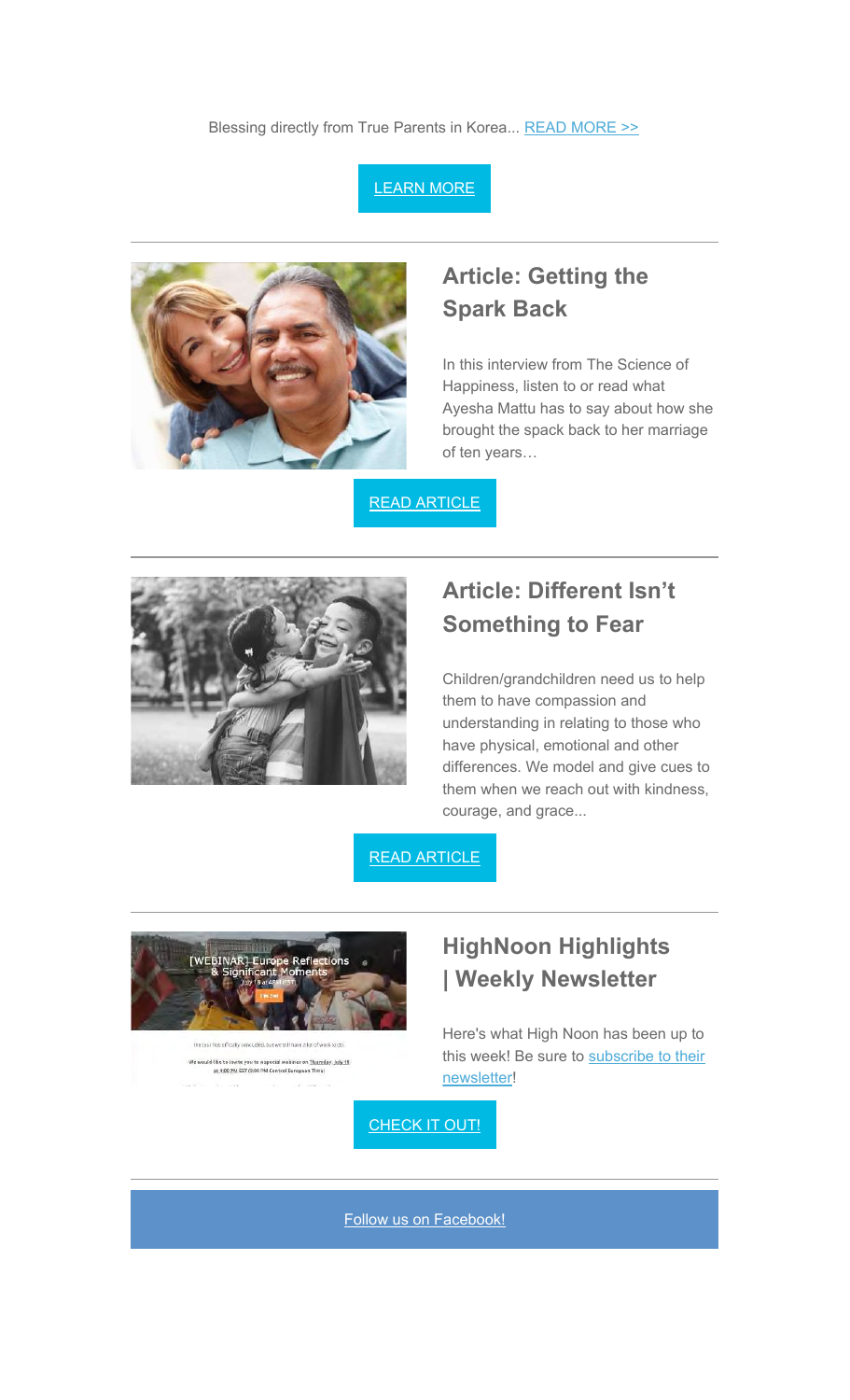Blessing directly from True Parents in Korea... READ MORE >>

LEARN MORE

---

## Article: Getting the Spark Back

In this interview from The Science of Happiness, listen to or read what Ayesha Mattu has to say about how she brought the spack back to her marriage of ten years…

READ ARTICLE

---

## Article: Different Isn't Something to Fear

Children/grandchildren need us to help them to have compassion and understanding in relating to those who have physical, emotional and other differences. We model and give cues to them when we reach out with kindness, courage, and grace...

READ ARTICLE

---

## HighNoon Highlights | Weekly Newsletter

Here's what High Noon has been up to this week! Be sure to subscribe to their newsletter!

CHECK IT OUT!

---

Follow us on Facebook!